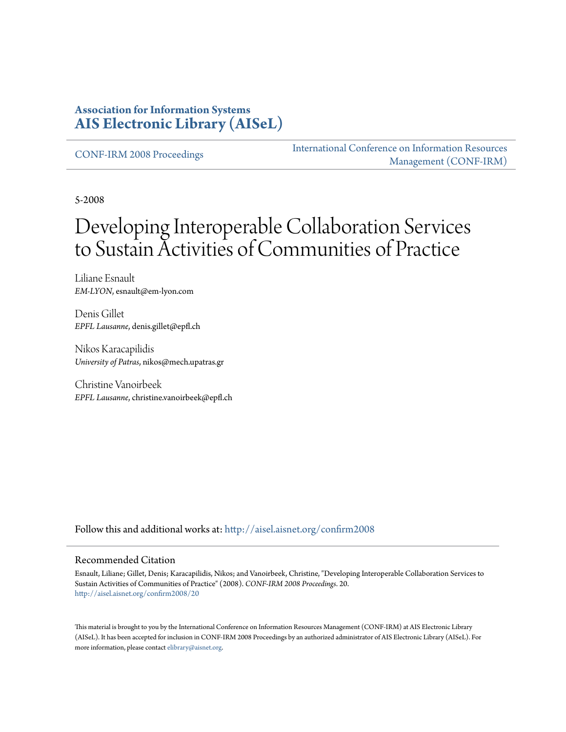**Association for Information Systems**
**AIS Electronic Library (AISeL)**

CONF-IRM 2008 Proceedings | International Conference on Information Resources Management (CONF-IRM)

5-2008

# Developing Interoperable Collaboration Services to Sustain Activities of Communities of Practice

Liliane Esnault
*EM-LYON*, esnault@em-lyon.com

Denis Gillet
*EPFL Lausanne*, denis.gillet@epfl.ch

Nikos Karacapilidis
*University of Patras*, nikos@mech.upatras.gr

Christine Vanoirbeek
*EPFL Lausanne*, christine.vanoirbeek@epfl.ch

Follow this and additional works at: http://aisel.aisnet.org/confirm2008

## Recommended Citation

Esnault, Liliane; Gillet, Denis; Karacapilidis, Nikos; and Vanoirbeek, Christine, "Developing Interoperable Collaboration Services to Sustain Activities of Communities of Practice" (2008). *CONF-IRM 2008 Proceedings*. 20.
http://aisel.aisnet.org/confirm2008/20

This material is brought to you by the International Conference on Information Resources Management (CONF-IRM) at AIS Electronic Library (AISeL). It has been accepted for inclusion in CONF-IRM 2008 Proceedings by an authorized administrator of AIS Electronic Library (AISeL). For more information, please contact elibrary@aisnet.org.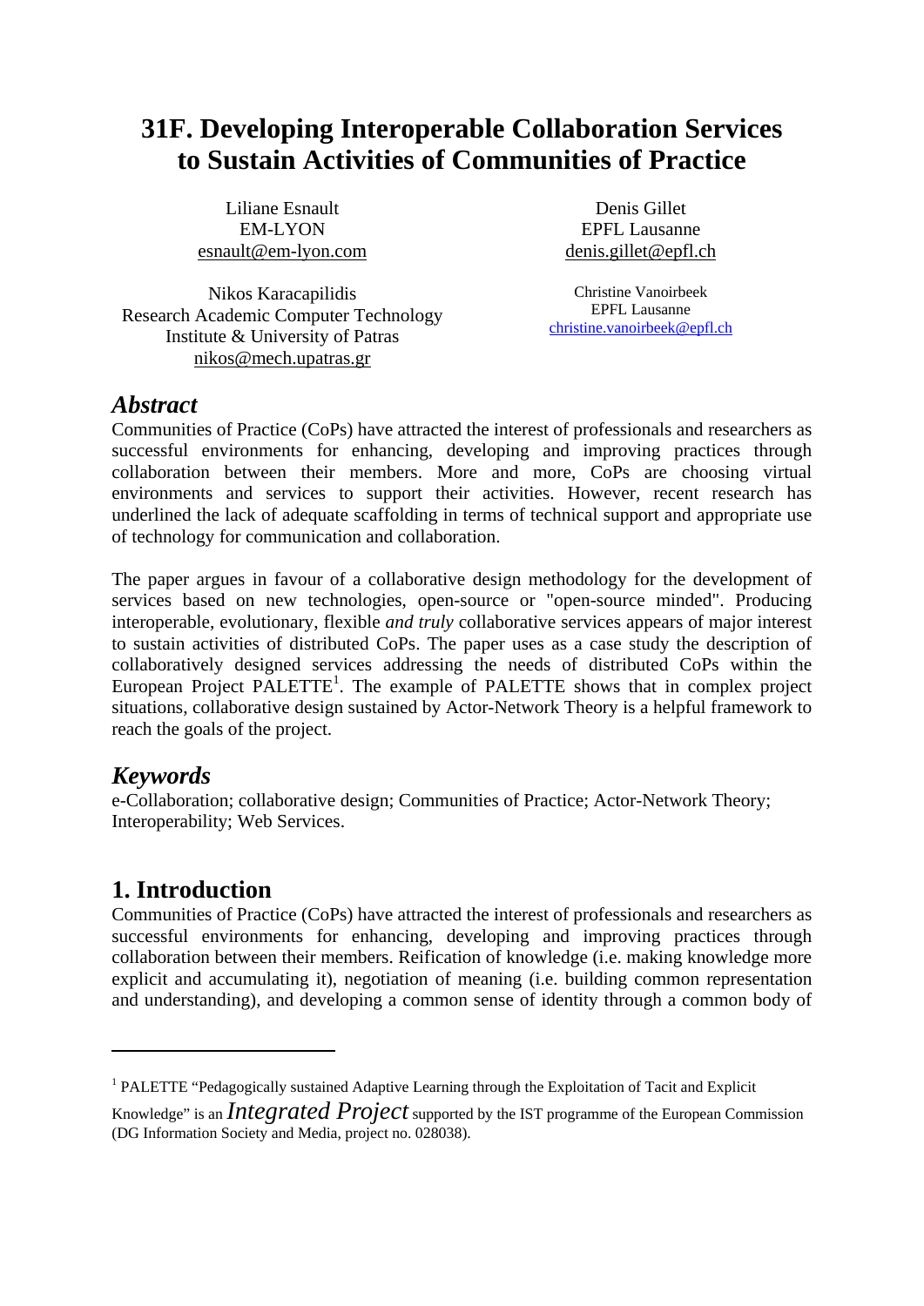# 31F. Developing Interoperable Collaboration Services to Sustain Activities of Communities of Practice

Liliane Esnault
EM-LYON
esnault@em-lyon.com

Denis Gillet
EPFL Lausanne
denis.gillet@epfl.ch

Nikos Karacapilidis
Research Academic Computer Technology Institute & University of Patras
nikos@mech.upatras.gr

Christine Vanoirbeek
EPFL Lausanne
christine.vanoirbeek@epfl.ch

## *Abstract*

Communities of Practice (CoPs) have attracted the interest of professionals and researchers as successful environments for enhancing, developing and improving practices through collaboration between their members. More and more, CoPs are choosing virtual environments and services to support their activities. However, recent research has underlined the lack of adequate scaffolding in terms of technical support and appropriate use of technology for communication and collaboration.

The paper argues in favour of a collaborative design methodology for the development of services based on new technologies, open-source or "open-source minded". Producing interoperable, evolutionary, flexible *and truly* collaborative services appears of major interest to sustain activities of distributed CoPs. The paper uses as a case study the description of collaboratively designed services addressing the needs of distributed CoPs within the European Project PALETTE[1]. The example of PALETTE shows that in complex project situations, collaborative design sustained by Actor-Network Theory is a helpful framework to reach the goals of the project.

## *Keywords*

e-Collaboration; collaborative design; Communities of Practice; Actor-Network Theory; Interoperability; Web Services.

## 1. Introduction

Communities of Practice (CoPs) have attracted the interest of professionals and researchers as successful environments for enhancing, developing and improving practices through collaboration between their members. Reification of knowledge (i.e. making knowledge more explicit and accumulating it), negotiation of meaning (i.e. building common representation and understanding), and developing a common sense of identity through a common body of

---

[1] PALETTE "Pedagogically sustained Adaptive Learning through the Exploitation of Tacit and Explicit Knowledge" is an *Integrated Project* supported by the IST programme of the European Commission (DG Information Society and Media, project no. 028038).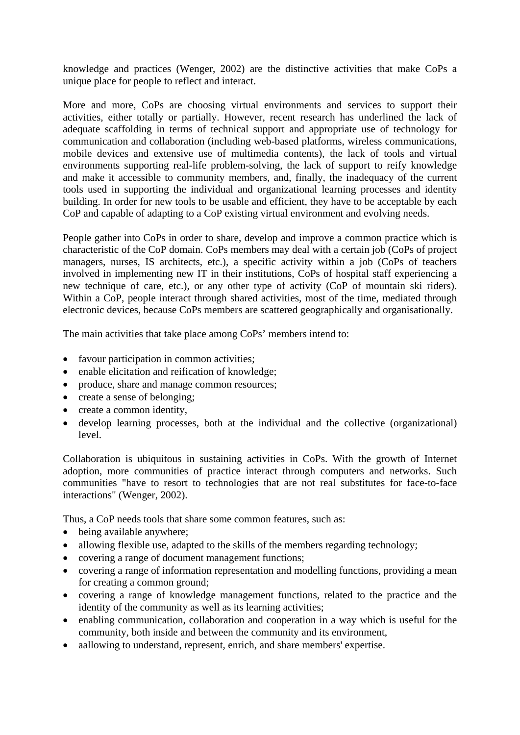knowledge and practices (Wenger, 2002) are the distinctive activities that make CoPs a unique place for people to reflect and interact.

More and more, CoPs are choosing virtual environments and services to support their activities, either totally or partially. However, recent research has underlined the lack of adequate scaffolding in terms of technical support and appropriate use of technology for communication and collaboration (including web-based platforms, wireless communications, mobile devices and extensive use of multimedia contents), the lack of tools and virtual environments supporting real-life problem-solving, the lack of support to reify knowledge and make it accessible to community members, and, finally, the inadequacy of the current tools used in supporting the individual and organizational learning processes and identity building. In order for new tools to be usable and efficient, they have to be acceptable by each CoP and capable of adapting to a CoP existing virtual environment and evolving needs.

People gather into CoPs in order to share, develop and improve a common practice which is characteristic of the CoP domain. CoPs members may deal with a certain job (CoPs of project managers, nurses, IS architects, etc.), a specific activity within a job (CoPs of teachers involved in implementing new IT in their institutions, CoPs of hospital staff experiencing a new technique of care, etc.), or any other type of activity (CoP of mountain ski riders). Within a CoP, people interact through shared activities, most of the time, mediated through electronic devices, because CoPs members are scattered geographically and organisationally.

The main activities that take place among CoPs' members intend to:

- favour participation in common activities;
- enable elicitation and reification of knowledge;
- produce, share and manage common resources;
- create a sense of belonging;
- create a common identity,
- develop learning processes, both at the individual and the collective (organizational) level.

Collaboration is ubiquitous in sustaining activities in CoPs. With the growth of Internet adoption, more communities of practice interact through computers and networks. Such communities "have to resort to technologies that are not real substitutes for face-to-face interactions" (Wenger, 2002).

Thus, a CoP needs tools that share some common features, such as:

- being available anywhere;
- allowing flexible use, adapted to the skills of the members regarding technology;
- covering a range of document management functions;
- covering a range of information representation and modelling functions, providing a mean for creating a common ground;
- covering a range of knowledge management functions, related to the practice and the identity of the community as well as its learning activities;
- enabling communication, collaboration and cooperation in a way which is useful for the community, both inside and between the community and its environment,
- aallowing to understand, represent, enrich, and share members' expertise.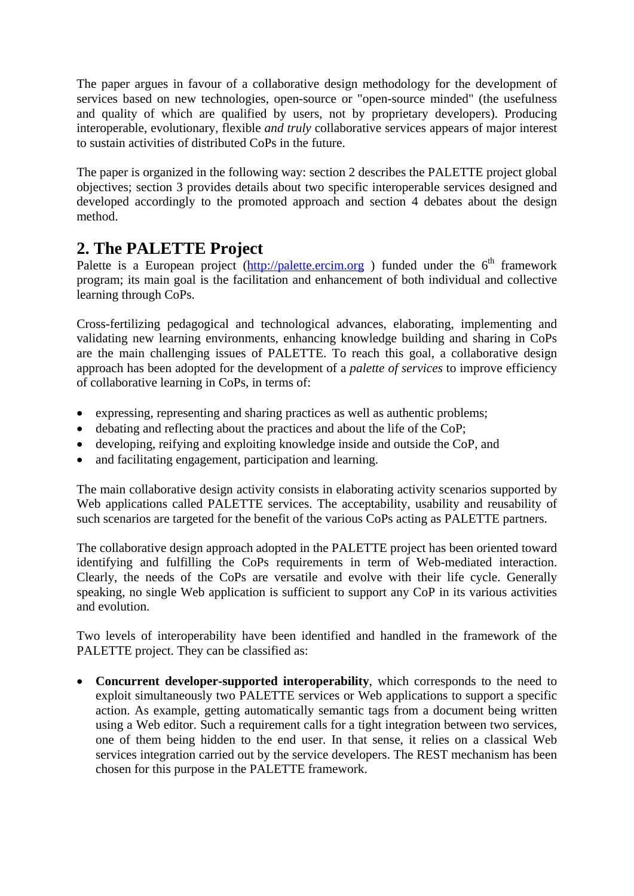The paper argues in favour of a collaborative design methodology for the development of services based on new technologies, open-source or "open-source minded" (the usefulness and quality of which are qualified by users, not by proprietary developers). Producing interoperable, evolutionary, flexible *and truly* collaborative services appears of major interest to sustain activities of distributed CoPs in the future.

The paper is organized in the following way: section 2 describes the PALETTE project global objectives; section 3 provides details about two specific interoperable services designed and developed accordingly to the promoted approach and section 4 debates about the design method.

## 2. The PALETTE Project

Palette is a European project (http://palette.ercim.org ) funded under the 6th framework program; its main goal is the facilitation and enhancement of both individual and collective learning through CoPs.

Cross-fertilizing pedagogical and technological advances, elaborating, implementing and validating new learning environments, enhancing knowledge building and sharing in CoPs are the main challenging issues of PALETTE. To reach this goal, a collaborative design approach has been adopted for the development of a *palette of services* to improve efficiency of collaborative learning in CoPs, in terms of:

- expressing, representing and sharing practices as well as authentic problems;
- debating and reflecting about the practices and about the life of the CoP;
- developing, reifying and exploiting knowledge inside and outside the CoP, and
- and facilitating engagement, participation and learning.

The main collaborative design activity consists in elaborating activity scenarios supported by Web applications called PALETTE services. The acceptability, usability and reusability of such scenarios are targeted for the benefit of the various CoPs acting as PALETTE partners.

The collaborative design approach adopted in the PALETTE project has been oriented toward identifying and fulfilling the CoPs requirements in term of Web-mediated interaction. Clearly, the needs of the CoPs are versatile and evolve with their life cycle. Generally speaking, no single Web application is sufficient to support any CoP in its various activities and evolution.

Two levels of interoperability have been identified and handled in the framework of the PALETTE project. They can be classified as:

- **Concurrent developer-supported interoperability**, which corresponds to the need to exploit simultaneously two PALETTE services or Web applications to support a specific action. As example, getting automatically semantic tags from a document being written using a Web editor. Such a requirement calls for a tight integration between two services, one of them being hidden to the end user. In that sense, it relies on a classical Web services integration carried out by the service developers. The REST mechanism has been chosen for this purpose in the PALETTE framework.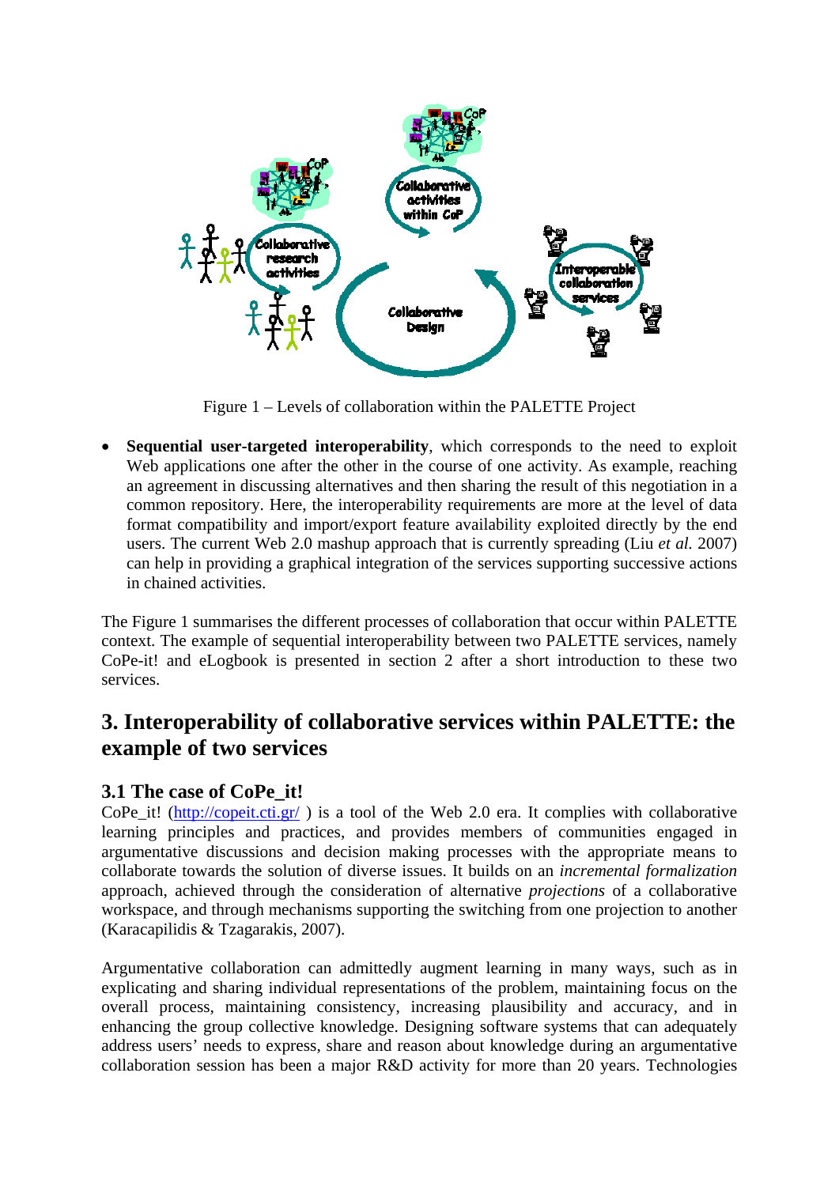CoP

CoP

Collaborative activities within CoP

Collaborative research activities

Interoperable collaboration services

Collaborative Design

Figure 1 – Levels of collaboration within the PALETTE Project

- **Sequential user-targeted interoperability**, which corresponds to the need to exploit Web applications one after the other in the course of one activity. As example, reaching an agreement in discussing alternatives and then sharing the result of this negotiation in a common repository. Here, the interoperability requirements are more at the level of data format compatibility and import/export feature availability exploited directly by the end users. The current Web 2.0 mashup approach that is currently spreading (Liu *et al.* 2007) can help in providing a graphical integration of the services supporting successive actions in chained activities.

The Figure 1 summarises the different processes of collaboration that occur within PALETTE context. The example of sequential interoperability between two PALETTE services, namely CoPe-it! and eLogbook is presented in section 2 after a short introduction to these two services.

## 3. Interoperability of collaborative services within PALETTE: the example of two services

### 3.1 The case of CoPe_it!

CoPe_it! (http://copeit.cti.gr/ ) is a tool of the Web 2.0 era. It complies with collaborative learning principles and practices, and provides members of communities engaged in argumentative discussions and decision making processes with the appropriate means to collaborate towards the solution of diverse issues. It builds on an *incremental formalization* approach, achieved through the consideration of alternative *projections* of a collaborative workspace, and through mechanisms supporting the switching from one projection to another (Karacapilidis & Tzagarakis, 2007).

Argumentative collaboration can admittedly augment learning in many ways, such as in explicating and sharing individual representations of the problem, maintaining focus on the overall process, maintaining consistency, increasing plausibility and accuracy, and in enhancing the group collective knowledge. Designing software systems that can adequately address users' needs to express, share and reason about knowledge during an argumentative collaboration session has been a major R&D activity for more than 20 years. Technologies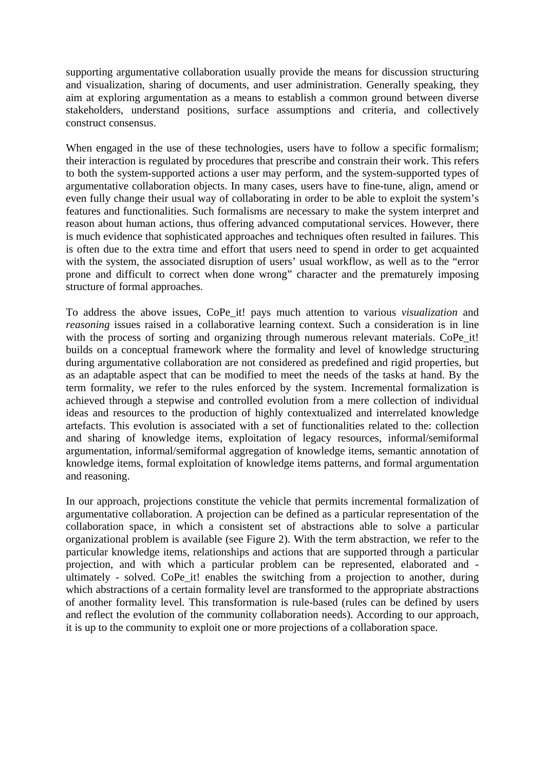supporting argumentative collaboration usually provide the means for discussion structuring and visualization, sharing of documents, and user administration. Generally speaking, they aim at exploring argumentation as a means to establish a common ground between diverse stakeholders, understand positions, surface assumptions and criteria, and collectively construct consensus.

When engaged in the use of these technologies, users have to follow a specific formalism; their interaction is regulated by procedures that prescribe and constrain their work. This refers to both the system-supported actions a user may perform, and the system-supported types of argumentative collaboration objects. In many cases, users have to fine-tune, align, amend or even fully change their usual way of collaborating in order to be able to exploit the system's features and functionalities. Such formalisms are necessary to make the system interpret and reason about human actions, thus offering advanced computational services. However, there is much evidence that sophisticated approaches and techniques often resulted in failures. This is often due to the extra time and effort that users need to spend in order to get acquainted with the system, the associated disruption of users' usual workflow, as well as to the "error prone and difficult to correct when done wrong" character and the prematurely imposing structure of formal approaches.

To address the above issues, CoPe_it! pays much attention to various *visualization* and *reasoning* issues raised in a collaborative learning context. Such a consideration is in line with the process of sorting and organizing through numerous relevant materials. CoPe_it! builds on a conceptual framework where the formality and level of knowledge structuring during argumentative collaboration are not considered as predefined and rigid properties, but as an adaptable aspect that can be modified to meet the needs of the tasks at hand. By the term formality, we refer to the rules enforced by the system. Incremental formalization is achieved through a stepwise and controlled evolution from a mere collection of individual ideas and resources to the production of highly contextualized and interrelated knowledge artefacts. This evolution is associated with a set of functionalities related to the: collection and sharing of knowledge items, exploitation of legacy resources, informal/semiformal argumentation, informal/semiformal aggregation of knowledge items, semantic annotation of knowledge items, formal exploitation of knowledge items patterns, and formal argumentation and reasoning.

In our approach, projections constitute the vehicle that permits incremental formalization of argumentative collaboration. A projection can be defined as a particular representation of the collaboration space, in which a consistent set of abstractions able to solve a particular organizational problem is available (see Figure 2). With the term abstraction, we refer to the particular knowledge items, relationships and actions that are supported through a particular projection, and with which a particular problem can be represented, elaborated and - ultimately - solved. CoPe_it! enables the switching from a projection to another, during which abstractions of a certain formality level are transformed to the appropriate abstractions of another formality level. This transformation is rule-based (rules can be defined by users and reflect the evolution of the community collaboration needs). According to our approach, it is up to the community to exploit one or more projections of a collaboration space.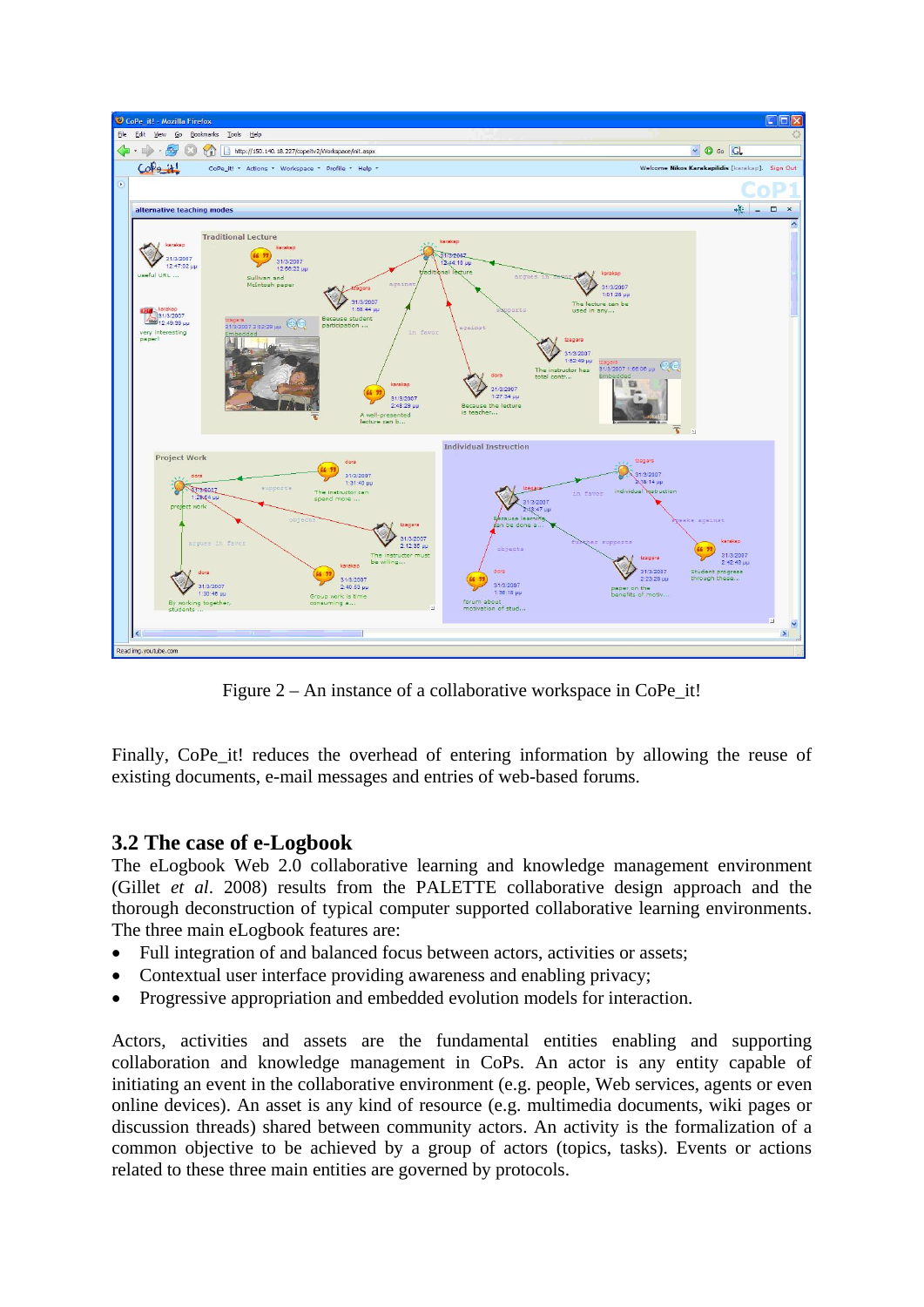Figure 2 – An instance of a collaborative workspace in CoPe_it!

Finally, CoPe_it! reduces the overhead of entering information by allowing the reuse of existing documents, e-mail messages and entries of web-based forums.

## 3.2 The case of e-Logbook

The eLogbook Web 2.0 collaborative learning and knowledge management environment (Gillet *et al.* 2008) results from the PALETTE collaborative design approach and the thorough deconstruction of typical computer supported collaborative learning environments. The three main eLogbook features are:

- Full integration of and balanced focus between actors, activities or assets;
- Contextual user interface providing awareness and enabling privacy;
- Progressive appropriation and embedded evolution models for interaction.

Actors, activities and assets are the fundamental entities enabling and supporting collaboration and knowledge management in CoPs. An actor is any entity capable of initiating an event in the collaborative environment (e.g. people, Web services, agents or even online devices). An asset is any kind of resource (e.g. multimedia documents, wiki pages or discussion threads) shared between community actors. An activity is the formalization of a common objective to be achieved by a group of actors (topics, tasks). Events or actions related to these three main entities are governed by protocols.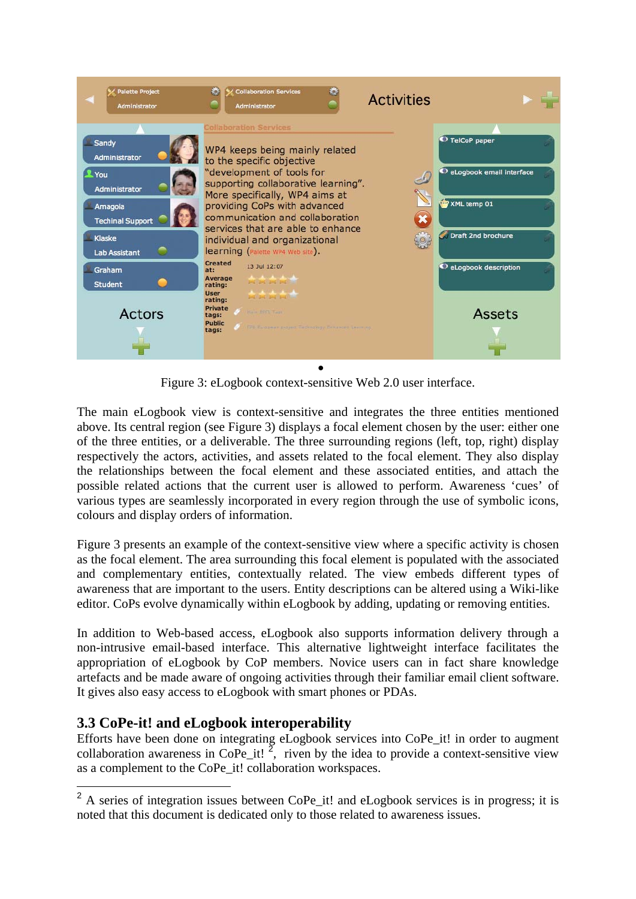Figure 3: eLogbook context-sensitive Web 2.0 user interface.

The main eLogbook view is context-sensitive and integrates the three entities mentioned above. Its central region (see Figure 3) displays a focal element chosen by the user: either one of the three entities, or a deliverable. The three surrounding regions (left, top, right) display respectively the actors, activities, and assets related to the focal element. They also display the relationships between the focal element and these associated entities, and attach the possible related actions that the current user is allowed to perform. Awareness 'cues' of various types are seamlessly incorporated in every region through the use of symbolic icons, colours and display orders of information.

Figure 3 presents an example of the context-sensitive view where a specific activity is chosen as the focal element. The area surrounding this focal element is populated with the associated and complementary entities, contextually related. The view embeds different types of awareness that are important to the users. Entity descriptions can be altered using a Wiki-like editor. CoPs evolve dynamically within eLogbook by adding, updating or removing entities.

In addition to Web-based access, eLogbook also supports information delivery through a non-intrusive email-based interface. This alternative lightweight interface facilitates the appropriation of eLogbook by CoP members. Novice users can in fact share knowledge artefacts and be made aware of ongoing activities through their familiar email client software. It gives also easy access to eLogbook with smart phones or PDAs.

### 3.3 CoPe-it! and eLogbook interoperability

Efforts have been done on integrating eLogbook services into CoPe_it! in order to augment collaboration awareness in CoPe_it! [2], riven by the idea to provide a context-sensitive view as a complement to the CoPe_it! collaboration workspaces.

[2] A series of integration issues between CoPe_it! and eLogbook services is in progress; it is noted that this document is dedicated only to those related to awareness issues.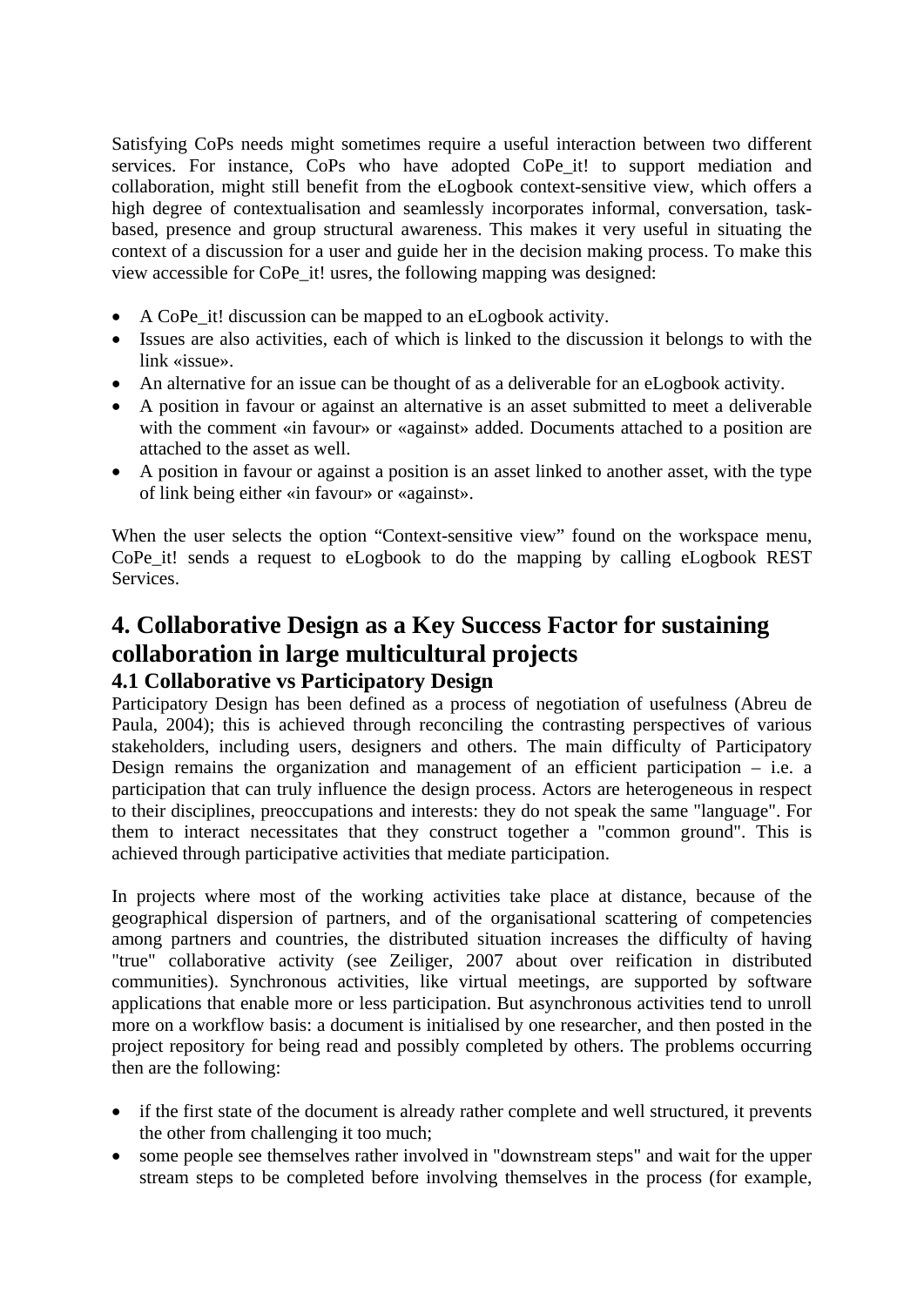Satisfying CoPs needs might sometimes require a useful interaction between two different services. For instance, CoPs who have adopted CoPe_it! to support mediation and collaboration, might still benefit from the eLogbook context-sensitive view, which offers a high degree of contextualisation and seamlessly incorporates informal, conversation, task-based, presence and group structural awareness. This makes it very useful in situating the context of a discussion for a user and guide her in the decision making process. To make this view accessible for CoPe_it! usres, the following mapping was designed:

- A CoPe_it! discussion can be mapped to an eLogbook activity.
- Issues are also activities, each of which is linked to the discussion it belongs to with the link «issue».
- An alternative for an issue can be thought of as a deliverable for an eLogbook activity.
- A position in favour or against an alternative is an asset submitted to meet a deliverable with the comment «in favour» or «against» added. Documents attached to a position are attached to the asset as well.
- A position in favour or against a position is an asset linked to another asset, with the type of link being either «in favour» or «against».

When the user selects the option "Context-sensitive view" found on the workspace menu, CoPe_it! sends a request to eLogbook to do the mapping by calling eLogbook REST Services.

# 4. Collaborative Design as a Key Success Factor for sustaining collaboration in large multicultural projects

## 4.1 Collaborative vs Participatory Design

Participatory Design has been defined as a process of negotiation of usefulness (Abreu de Paula, 2004); this is achieved through reconciling the contrasting perspectives of various stakeholders, including users, designers and others. The main difficulty of Participatory Design remains the organization and management of an efficient participation – i.e. a participation that can truly influence the design process. Actors are heterogeneous in respect to their disciplines, preoccupations and interests: they do not speak the same "language". For them to interact necessitates that they construct together a "common ground". This is achieved through participative activities that mediate participation.

In projects where most of the working activities take place at distance, because of the geographical dispersion of partners, and of the organisational scattering of competencies among partners and countries, the distributed situation increases the difficulty of having "true" collaborative activity (see Zeiliger, 2007 about over reification in distributed communities). Synchronous activities, like virtual meetings, are supported by software applications that enable more or less participation. But asynchronous activities tend to unroll more on a workflow basis: a document is initialised by one researcher, and then posted in the project repository for being read and possibly completed by others. The problems occurring then are the following:

- if the first state of the document is already rather complete and well structured, it prevents the other from challenging it too much;
- some people see themselves rather involved in "downstream steps" and wait for the upper stream steps to be completed before involving themselves in the process (for example,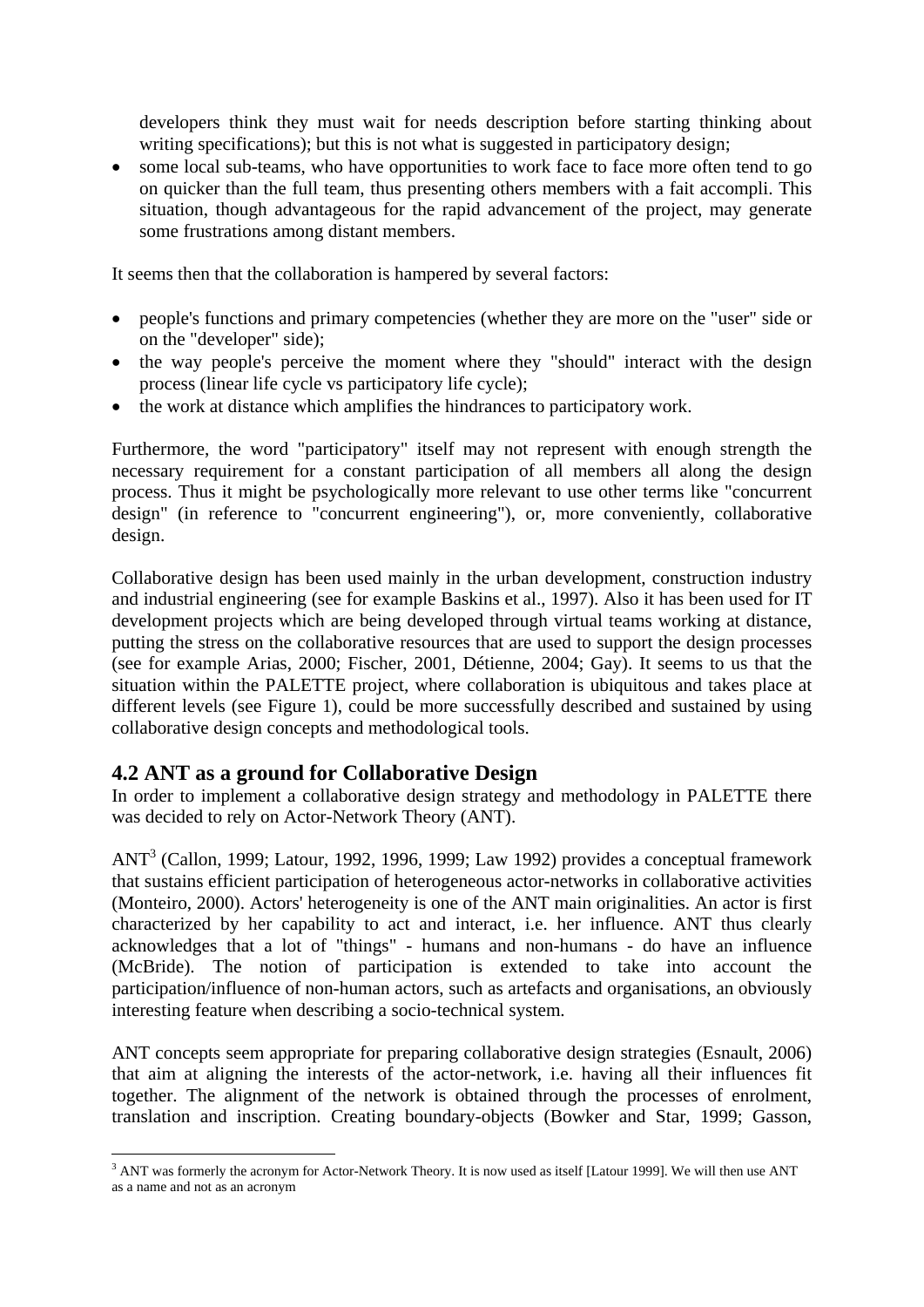developers think they must wait for needs description before starting thinking about writing specifications); but this is not what is suggested in participatory design;

- some local sub-teams, who have opportunities to work face to face more often tend to go on quicker than the full team, thus presenting others members with a fait accompli. This situation, though advantageous for the rapid advancement of the project, may generate some frustrations among distant members.

It seems then that the collaboration is hampered by several factors:

- people's functions and primary competencies (whether they are more on the "user" side or on the "developer" side);
- the way people's perceive the moment where they "should" interact with the design process (linear life cycle vs participatory life cycle);
- the work at distance which amplifies the hindrances to participatory work.

Furthermore, the word "participatory" itself may not represent with enough strength the necessary requirement for a constant participation of all members all along the design process. Thus it might be psychologically more relevant to use other terms like "concurrent design" (in reference to "concurrent engineering"), or, more conveniently, collaborative design.

Collaborative design has been used mainly in the urban development, construction industry and industrial engineering (see for example Baskins et al., 1997). Also it has been used for IT development projects which are being developed through virtual teams working at distance, putting the stress on the collaborative resources that are used to support the design processes (see for example Arias, 2000; Fischer, 2001, Détienne, 2004; Gay). It seems to us that the situation within the PALETTE project, where collaboration is ubiquitous and takes place at different levels (see Figure 1), could be more successfully described and sustained by using collaborative design concepts and methodological tools.

## 4.2 ANT as a ground for Collaborative Design

In order to implement a collaborative design strategy and methodology in PALETTE there was decided to rely on Actor-Network Theory (ANT).

ANT[3] (Callon, 1999; Latour, 1992, 1996, 1999; Law 1992) provides a conceptual framework that sustains efficient participation of heterogeneous actor-networks in collaborative activities (Monteiro, 2000). Actors' heterogeneity is one of the ANT main originalities. An actor is first characterized by her capability to act and interact, i.e. her influence. ANT thus clearly acknowledges that a lot of "things" - humans and non-humans - do have an influence (McBride). The notion of participation is extended to take into account the participation/influence of non-human actors, such as artefacts and organisations, an obviously interesting feature when describing a socio-technical system.

ANT concepts seem appropriate for preparing collaborative design strategies (Esnault, 2006) that aim at aligning the interests of the actor-network, i.e. having all their influences fit together. The alignment of the network is obtained through the processes of enrolment, translation and inscription. Creating boundary-objects (Bowker and Star, 1999; Gasson,

[3] ANT was formerly the acronym for Actor-Network Theory. It is now used as itself [Latour 1999]. We will then use ANT as a name and not as an acronym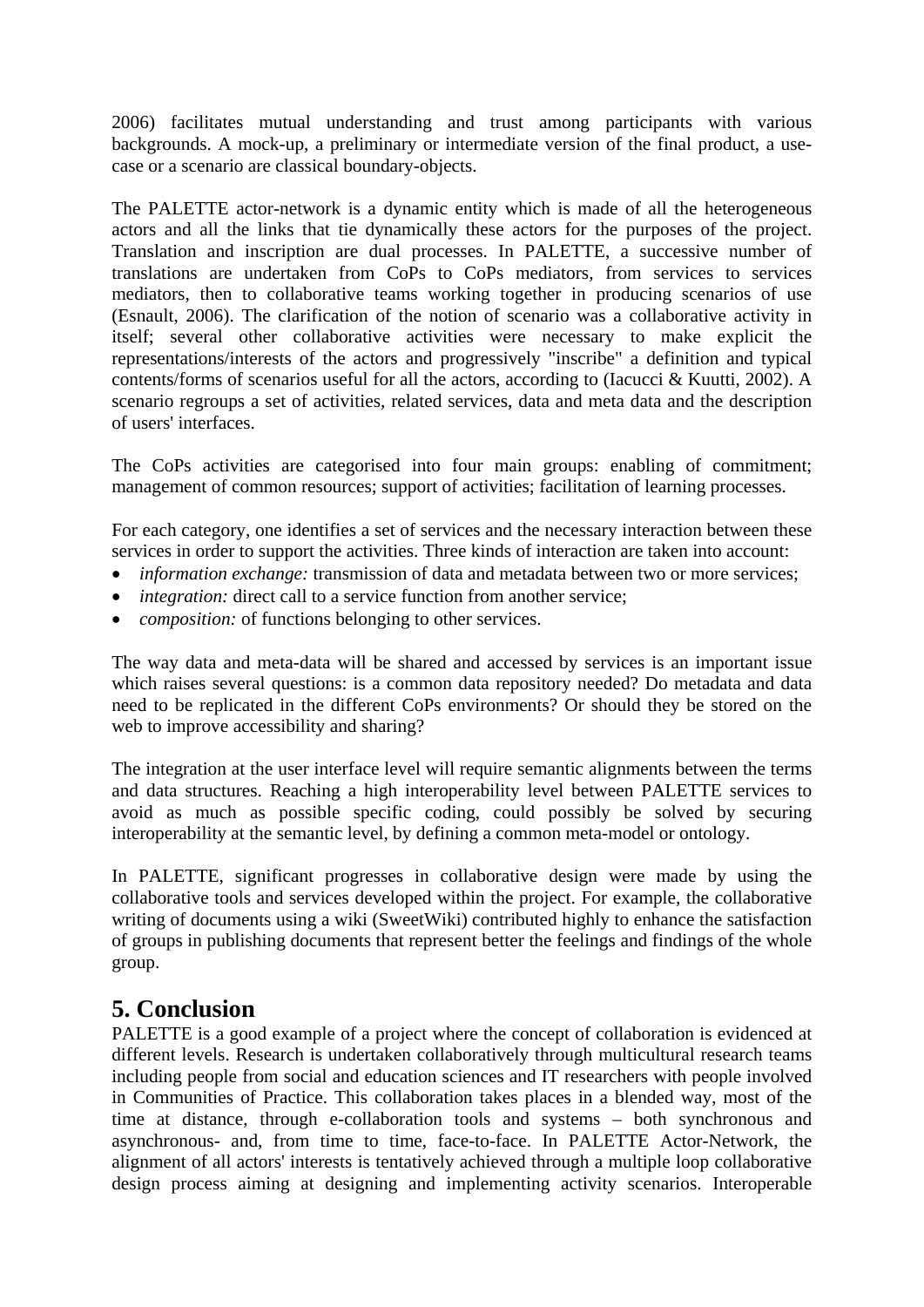2006) facilitates mutual understanding and trust among participants with various backgrounds. A mock-up, a preliminary or intermediate version of the final product, a use-case or a scenario are classical boundary-objects.

The PALETTE actor-network is a dynamic entity which is made of all the heterogeneous actors and all the links that tie dynamically these actors for the purposes of the project. Translation and inscription are dual processes. In PALETTE, a successive number of translations are undertaken from CoPs to CoPs mediators, from services to services mediators, then to collaborative teams working together in producing scenarios of use (Esnault, 2006). The clarification of the notion of scenario was a collaborative activity in itself; several other collaborative activities were necessary to make explicit the representations/interests of the actors and progressively "inscribe" a definition and typical contents/forms of scenarios useful for all the actors, according to (Iacucci & Kuutti, 2002). A scenario regroups a set of activities, related services, data and meta data and the description of users' interfaces.

The CoPs activities are categorised into four main groups: enabling of commitment; management of common resources; support of activities; facilitation of learning processes.

For each category, one identifies a set of services and the necessary interaction between these services in order to support the activities. Three kinds of interaction are taken into account:

- *information exchange:* transmission of data and metadata between two or more services;
- *integration:* direct call to a service function from another service;
- *composition:* of functions belonging to other services.

The way data and meta-data will be shared and accessed by services is an important issue which raises several questions: is a common data repository needed? Do metadata and data need to be replicated in the different CoPs environments? Or should they be stored on the web to improve accessibility and sharing?

The integration at the user interface level will require semantic alignments between the terms and data structures. Reaching a high interoperability level between PALETTE services to avoid as much as possible specific coding, could possibly be solved by securing interoperability at the semantic level, by defining a common meta-model or ontology.

In PALETTE, significant progresses in collaborative design were made by using the collaborative tools and services developed within the project. For example, the collaborative writing of documents using a wiki (SweetWiki) contributed highly to enhance the satisfaction of groups in publishing documents that represent better the feelings and findings of the whole group.

## 5. Conclusion

PALETTE is a good example of a project where the concept of collaboration is evidenced at different levels. Research is undertaken collaboratively through multicultural research teams including people from social and education sciences and IT researchers with people involved in Communities of Practice. This collaboration takes places in a blended way, most of the time at distance, through e-collaboration tools and systems – both synchronous and asynchronous- and, from time to time, face-to-face. In PALETTE Actor-Network, the alignment of all actors' interests is tentatively achieved through a multiple loop collaborative design process aiming at designing and implementing activity scenarios. Interoperable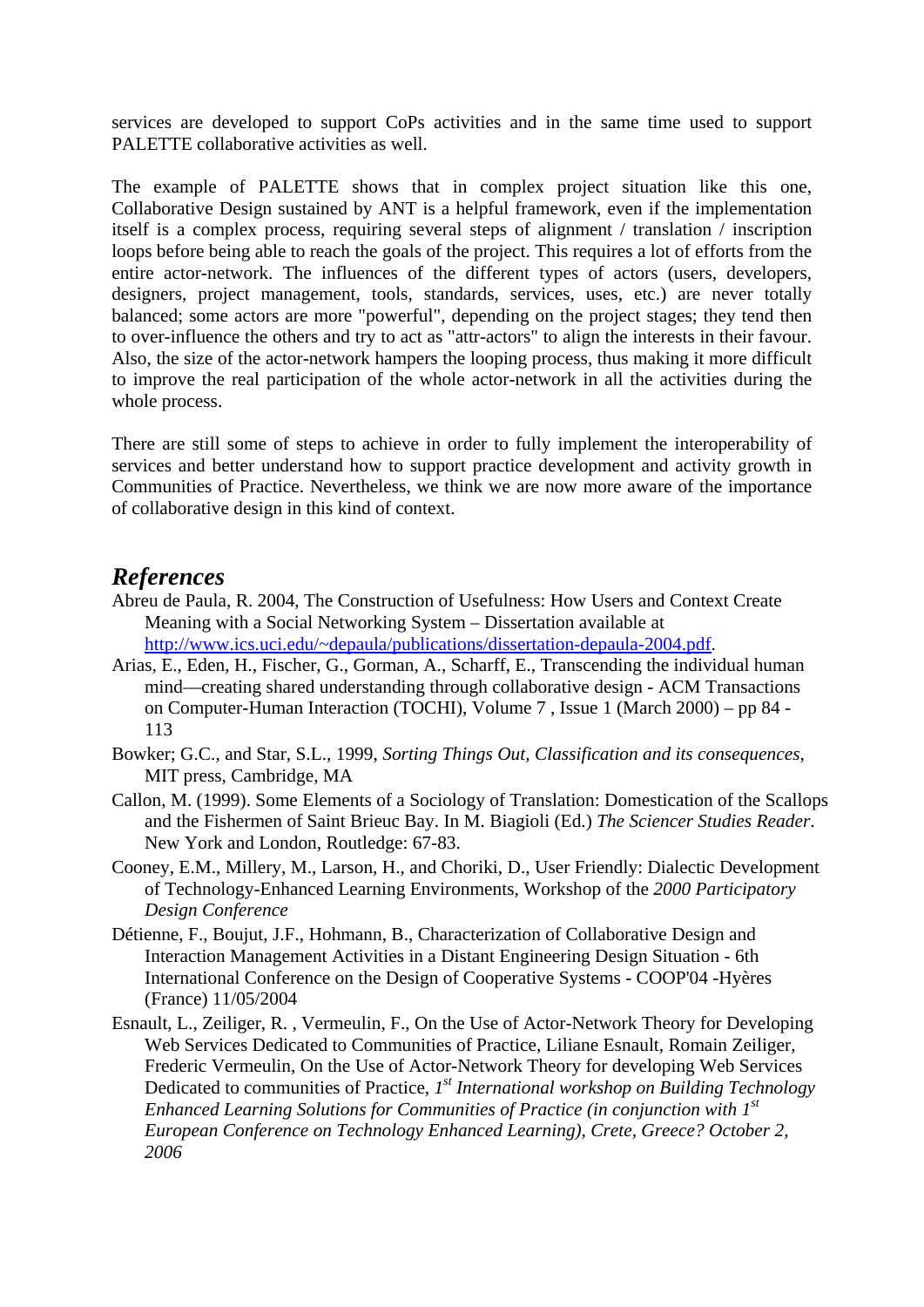services are developed to support CoPs activities and in the same time used to support PALETTE collaborative activities as well.

The example of PALETTE shows that in complex project situation like this one, Collaborative Design sustained by ANT is a helpful framework, even if the implementation itself is a complex process, requiring several steps of alignment / translation / inscription loops before being able to reach the goals of the project. This requires a lot of efforts from the entire actor-network. The influences of the different types of actors (users, developers, designers, project management, tools, standards, services, uses, etc.) are never totally balanced; some actors are more "powerful", depending on the project stages; they tend then to over-influence the others and try to act as "attr-actors" to align the interests in their favour. Also, the size of the actor-network hampers the looping process, thus making it more difficult to improve the real participation of the whole actor-network in all the activities during the whole process.

There are still some of steps to achieve in order to fully implement the interoperability of services and better understand how to support practice development and activity growth in Communities of Practice. Nevertheless, we think we are now more aware of the importance of collaborative design in this kind of context.

## *References*

Abreu de Paula, R. 2004, The Construction of Usefulness: How Users and Context Create Meaning with a Social Networking System – Dissertation available at http://www.ics.uci.edu/~depaula/publications/dissertation-depaula-2004.pdf.

Arias, E., Eden, H., Fischer, G., Gorman, A., Scharff, E., Transcending the individual human mind—creating shared understanding through collaborative design - ACM Transactions on Computer-Human Interaction (TOCHI), Volume 7 , Issue 1 (March 2000) – pp 84 - 113

Bowker; G.C., and Star, S.L., 1999, *Sorting Things Out, Classification and its consequences*, MIT press, Cambridge, MA

Callon, M. (1999). Some Elements of a Sociology of Translation: Domestication of the Scallops and the Fishermen of Saint Brieuc Bay. In M. Biagioli (Ed.) *The Sciencer Studies Reader*. New York and London, Routledge: 67-83.

Cooney, E.M., Millery, M., Larson, H., and Choriki, D., User Friendly: Dialectic Development of Technology-Enhanced Learning Environments, Workshop of the *2000 Participatory Design Conference*

Détienne, F., Boujut, J.F., Hohmann, B., Characterization of Collaborative Design and Interaction Management Activities in a Distant Engineering Design Situation - 6th International Conference on the Design of Cooperative Systems - COOP'04 -Hyères (France) 11/05/2004

Esnault, L., Zeiliger, R. , Vermeulin, F., On the Use of Actor-Network Theory for Developing Web Services Dedicated to Communities of Practice, Liliane Esnault, Romain Zeiliger, Frederic Vermeulin, On the Use of Actor-Network Theory for developing Web Services Dedicated to communities of Practice, *1st International workshop on Building Technology Enhanced Learning Solutions for Communities of Practice (in conjunction with 1st European Conference on Technology Enhanced Learning), Crete, Greece? October 2, 2006*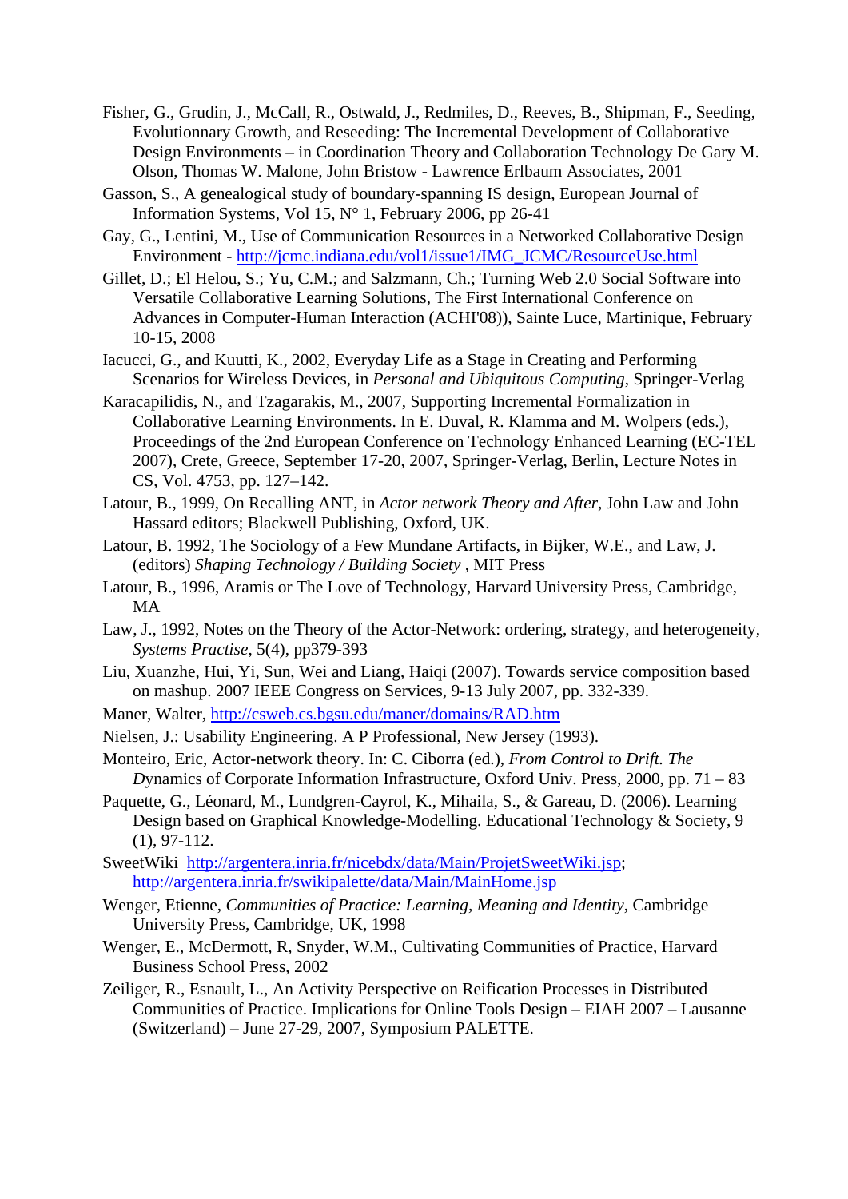Fisher, G., Grudin, J., McCall, R., Ostwald, J., Redmiles, D., Reeves, B., Shipman, F., Seeding, Evolutionnary Growth, and Reseeding: The Incremental Development of Collaborative Design Environments – in Coordination Theory and Collaboration Technology De Gary M. Olson, Thomas W. Malone, John Bristow - Lawrence Erlbaum Associates, 2001

Gasson, S., A genealogical study of boundary-spanning IS design, European Journal of Information Systems, Vol 15, N° 1, February 2006, pp 26-41

Gay, G., Lentini, M., Use of Communication Resources in a Networked Collaborative Design Environment - http://jcmc.indiana.edu/vol1/issue1/IMG_JCMC/ResourceUse.html

Gillet, D.; El Helou, S.; Yu, C.M.; and Salzmann, Ch.; Turning Web 2.0 Social Software into Versatile Collaborative Learning Solutions, The First International Conference on Advances in Computer-Human Interaction (ACHI'08)), Sainte Luce, Martinique, February 10-15, 2008

Iacucci, G., and Kuutti, K., 2002, Everyday Life as a Stage in Creating and Performing Scenarios for Wireless Devices, in *Personal and Ubiquitous Computing*, Springer-Verlag

Karacapilidis, N., and Tzagarakis, M., 2007, Supporting Incremental Formalization in Collaborative Learning Environments. In E. Duval, R. Klamma and M. Wolpers (eds.), Proceedings of the 2nd European Conference on Technology Enhanced Learning (EC-TEL 2007), Crete, Greece, September 17-20, 2007, Springer-Verlag, Berlin, Lecture Notes in CS, Vol. 4753, pp. 127–142.

Latour, B., 1999, On Recalling ANT, in *Actor network Theory and After*, John Law and John Hassard editors; Blackwell Publishing, Oxford, UK.

Latour, B. 1992, The Sociology of a Few Mundane Artifacts, in Bijker, W.E., and Law, J. (editors) *Shaping Technology / Building Society* , MIT Press

Latour, B., 1996, Aramis or The Love of Technology, Harvard University Press, Cambridge, MA

Law, J., 1992, Notes on the Theory of the Actor-Network: ordering, strategy, and heterogeneity, *Systems Practise*, 5(4), pp379-393

Liu, Xuanzhe, Hui, Yi, Sun, Wei and Liang, Haiqi (2007). Towards service composition based on mashup. 2007 IEEE Congress on Services, 9-13 July 2007, pp. 332-339.

Maner, Walter, http://csweb.cs.bgsu.edu/maner/domains/RAD.htm

Nielsen, J.: Usability Engineering. A P Professional, New Jersey (1993).

Monteiro, Eric, Actor-network theory. In: C. Ciborra (ed.), *From Control to Drift. The Dynamics of Corporate Information Infrastructure*, Oxford Univ. Press, 2000, pp. 71 – 83

Paquette, G., Léonard, M., Lundgren-Cayrol, K., Mihaila, S., & Gareau, D. (2006). Learning Design based on Graphical Knowledge-Modelling. Educational Technology & Society, 9 (1), 97-112.

SweetWiki http://argentera.inria.fr/nicebdx/data/Main/ProjetSweetWiki.jsp; http://argentera.inria.fr/swikipalette/data/Main/MainHome.jsp

Wenger, Etienne, *Communities of Practice: Learning, Meaning and Identity*, Cambridge University Press, Cambridge, UK, 1998

Wenger, E., McDermott, R, Snyder, W.M., Cultivating Communities of Practice, Harvard Business School Press, 2002

Zeiliger, R., Esnault, L., An Activity Perspective on Reification Processes in Distributed Communities of Practice. Implications for Online Tools Design – EIAH 2007 – Lausanne (Switzerland) – June 27-29, 2007, Symposium PALETTE.